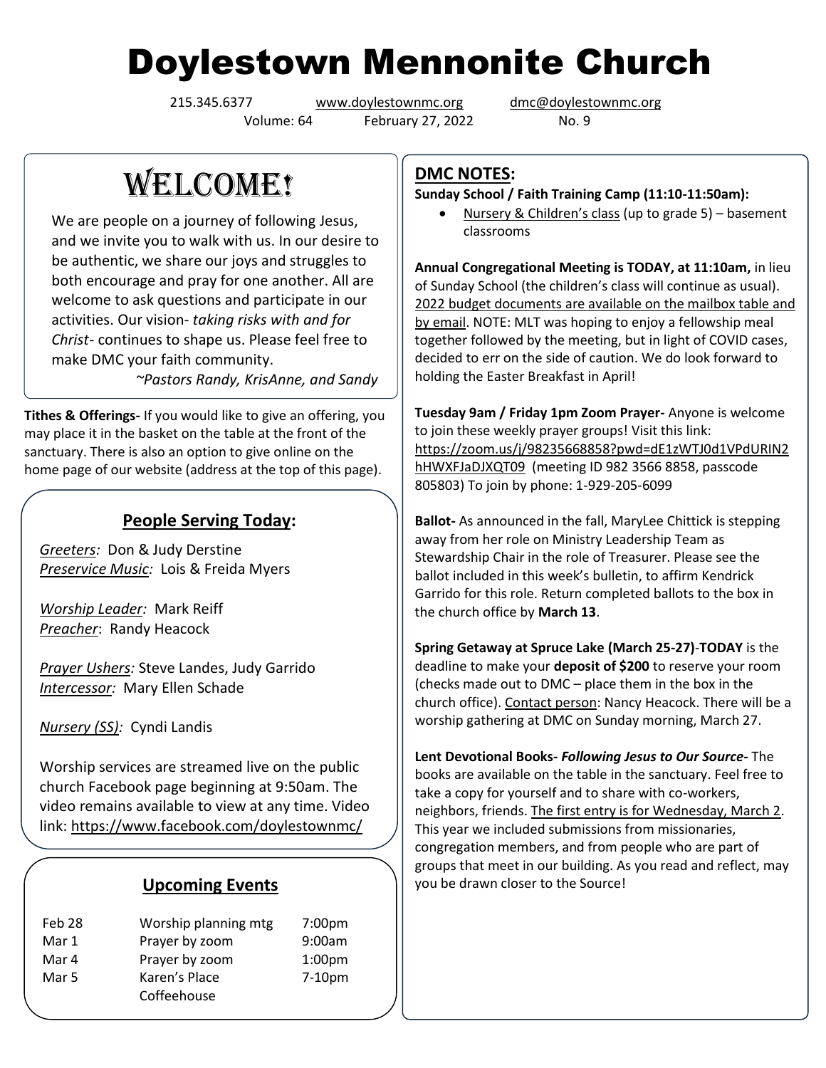# Doylestown Mennonite Church

215.345.6377 www.doylestownmc.org dmc@doylestownmc.org
Volume: 64 February 27, 2022 No. 9

## WELCOME!

We are people on a journey of following Jesus, and we invite you to walk with us. In our desire to be authentic, we share our joys and struggles to both encourage and pray for one another. All are welcome to ask questions and participate in our activities. Our vision- *taking risks with and for Christ*- continues to shape us. Please feel free to make DMC your faith community.

*~Pastors Randy, KrisAnne, and Sandy*

**Tithes & Offerings-** If you would like to give an offering, you may place it in the basket on the table at the front of the sanctuary. There is also an option to give online on the home page of our website (address at the top of this page).

### People Serving Today:

*Greeters:* Don & Judy Derstine
*Preservice Music:* Lois & Freida Myers

*Worship Leader:* Mark Reiff
*Preacher*: Randy Heacock

*Prayer Ushers:* Steve Landes, Judy Garrido
*Intercessor:* Mary Ellen Schade

*Nursery (SS):* Cyndi Landis

Worship services are streamed live on the public church Facebook page beginning at 9:50am. The video remains available to view at any time. Video link: https://www.facebook.com/doylestownmc/

### Upcoming Events

| | | |
|---|---|---|
| Feb 28 | Worship planning mtg | 7:00pm |
| Mar 1 | Prayer by zoom | 9:00am |
| Mar 4 | Prayer by zoom | 1:00pm |
| Mar 5 | Karen's Place Coffeehouse | 7-10pm |

## DMC NOTES:

**Sunday School / Faith Training Camp (11:10-11:50am):**

- Nursery & Children's class (up to grade 5) – basement classrooms

**Annual Congregational Meeting is TODAY, at 11:10am,** in lieu of Sunday School (the children's class will continue as usual). 2022 budget documents are available on the mailbox table and by email. NOTE: MLT was hoping to enjoy a fellowship meal together followed by the meeting, but in light of COVID cases, decided to err on the side of caution. We do look forward to holding the Easter Breakfast in April!

**Tuesday 9am / Friday 1pm Zoom Prayer-** Anyone is welcome to join these weekly prayer groups! Visit this link: https://zoom.us/j/98235668858?pwd=dE1zWTJ0d1VPdURIN2hHWXFJaDJXQT09 (meeting ID 982 3566 8858, passcode 805803) To join by phone: 1-929-205-6099

**Ballot-** As announced in the fall, MaryLee Chittick is stepping away from her role on Ministry Leadership Team as Stewardship Chair in the role of Treasurer. Please see the ballot included in this week's bulletin, to affirm Kendrick Garrido for this role. Return completed ballots to the box in the church office by **March 13**.

**Spring Getaway at Spruce Lake (March 25-27)**-**TODAY** is the deadline to make your **deposit of $200** to reserve your room (checks made out to DMC – place them in the box in the church office). Contact person: Nancy Heacock. There will be a worship gathering at DMC on Sunday morning, March 27.

**Lent Devotional Books- *Following Jesus to Our Source*-** The books are available on the table in the sanctuary. Feel free to take a copy for yourself and to share with co-workers, neighbors, friends. The first entry is for Wednesday, March 2. This year we included submissions from missionaries, congregation members, and from people who are part of groups that meet in our building. As you read and reflect, may you be drawn closer to the Source!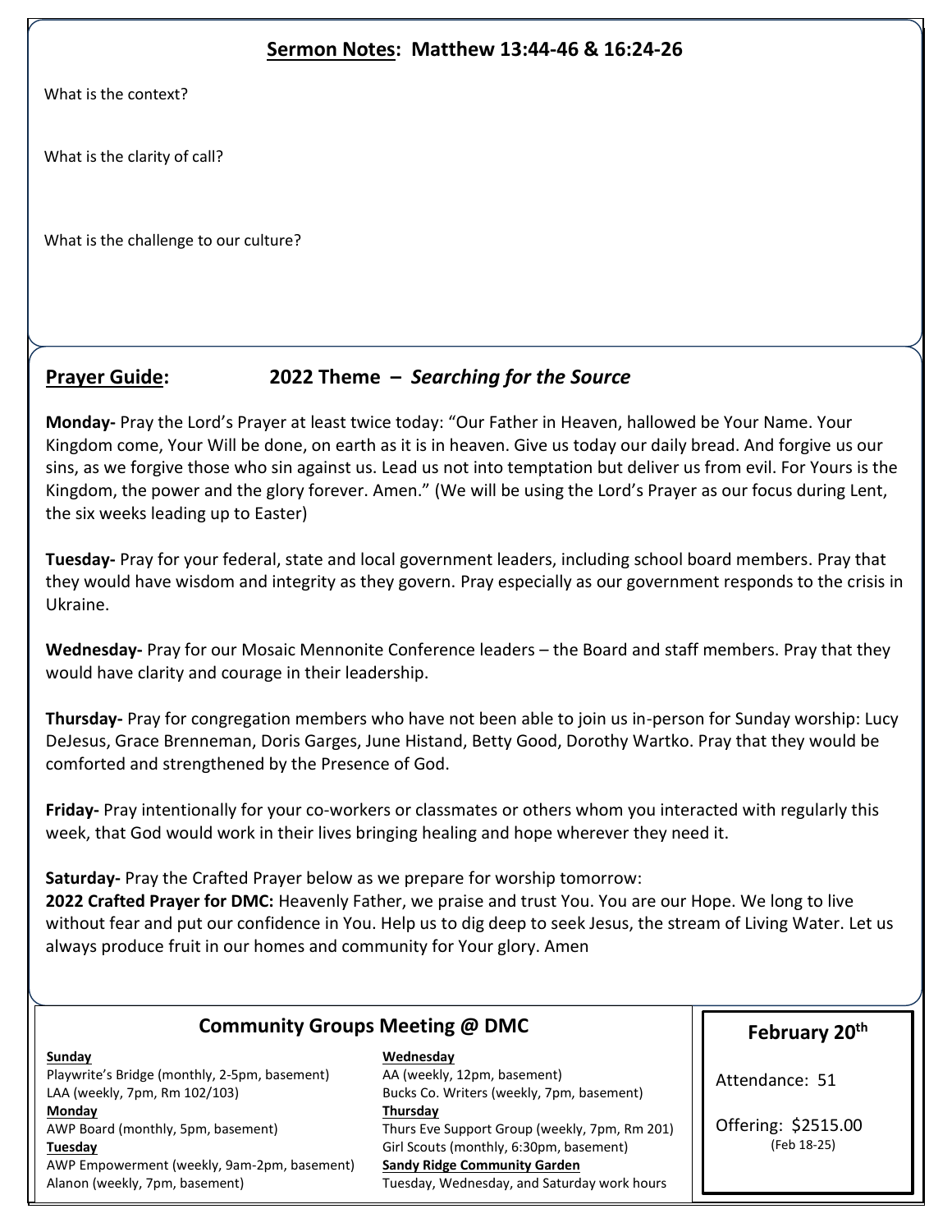## Sermon Notes: Matthew 13:44-46 & 16:24-26

What is the context?

What is the clarity of call?

What is the challenge to our culture?

## Prayer Guide: 2022 Theme – *Searching for the Source*

**Monday-** Pray the Lord's Prayer at least twice today: "Our Father in Heaven, hallowed be Your Name. Your Kingdom come, Your Will be done, on earth as it is in heaven. Give us today our daily bread. And forgive us our sins, as we forgive those who sin against us. Lead us not into temptation but deliver us from evil. For Yours is the Kingdom, the power and the glory forever. Amen." (We will be using the Lord's Prayer as our focus during Lent, the six weeks leading up to Easter)

**Tuesday-** Pray for your federal, state and local government leaders, including school board members. Pray that they would have wisdom and integrity as they govern. Pray especially as our government responds to the crisis in Ukraine.

**Wednesday-** Pray for our Mosaic Mennonite Conference leaders – the Board and staff members. Pray that they would have clarity and courage in their leadership.

**Thursday-** Pray for congregation members who have not been able to join us in-person for Sunday worship: Lucy DeJesus, Grace Brenneman, Doris Garges, June Histand, Betty Good, Dorothy Wartko. Pray that they would be comforted and strengthened by the Presence of God.

**Friday-** Pray intentionally for your co-workers or classmates or others whom you interacted with regularly this week, that God would work in their lives bringing healing and hope wherever they need it.

**Saturday-** Pray the Crafted Prayer below as we prepare for worship tomorrow:
**2022 Crafted Prayer for DMC:** Heavenly Father, we praise and trust You. You are our Hope. We long to live without fear and put our confidence in You. Help us to dig deep to seek Jesus, the stream of Living Water. Let us always produce fruit in our homes and community for Your glory. Amen

## Community Groups Meeting @ DMC

**Sunday**
Playwrite's Bridge (monthly, 2-5pm, basement)
LAA (weekly, 7pm, Rm 102/103)

**Monday**
AWP Board (monthly, 5pm, basement)

**Tuesday**
AWP Empowerment (weekly, 9am-2pm, basement)
Alanon (weekly, 7pm, basement)

**Wednesday**
AA (weekly, 12pm, basement)
Bucks Co. Writers (weekly, 7pm, basement)

**Thursday**
Thurs Eve Support Group (weekly, 7pm, Rm 201)
Girl Scouts (monthly, 6:30pm, basement)

**Sandy Ridge Community Garden**
Tuesday, Wednesday, and Saturday work hours

## February 20th

Attendance: 51

Offering: $2515.00
(Feb 18-25)